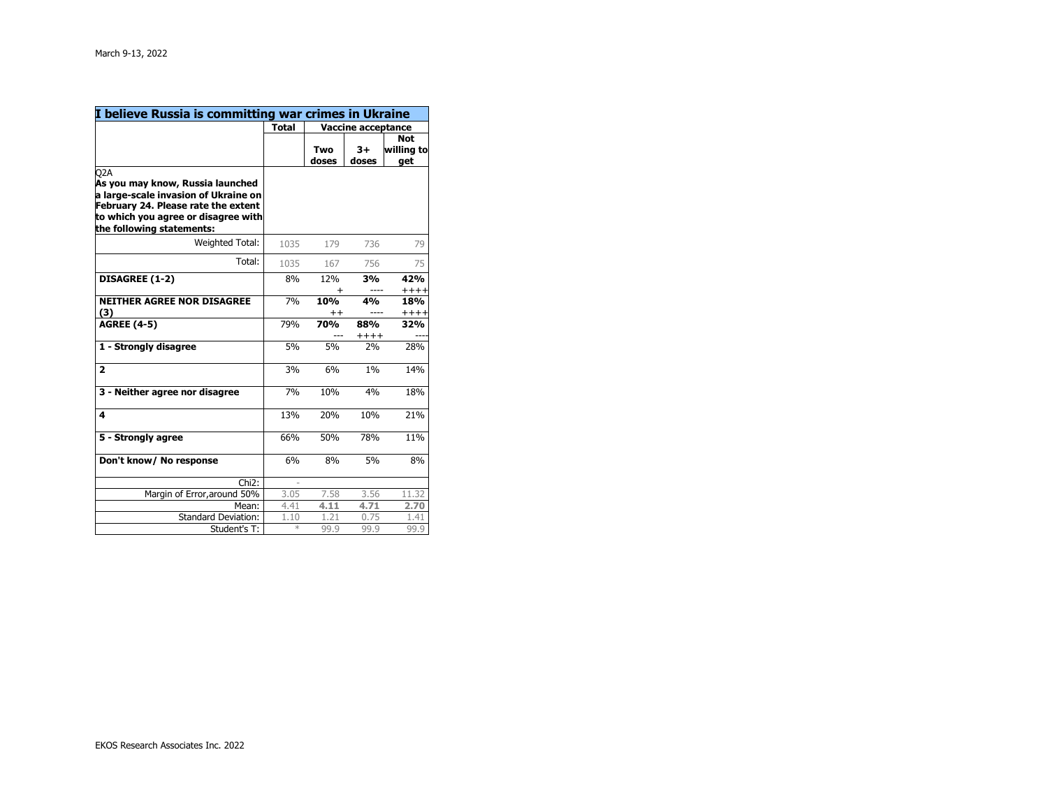March 9-13, 2022

## I believe Russia is committing war crimes in Ukraine

| | Total | Vaccine acceptance | | |
|---|---|---|---|---|
| | | Two doses | 3+ doses | Not willing to get |
| **Q2A** **As you may know, Russia launched a large-scale invasion of Ukraine on February 24. Please rate the extent to which you agree or disagree with the following statements:** | | | | |
| Weighted Total: | 1035 | 179 | 736 | 79 |
| Total: | 1035 | 167 | 756 | 75 |
| **DISAGREE (1-2)** | 8% | 12% + | **3%** ---- | **42%** ++++ |
| **NEITHER AGREE NOR DISAGREE (3)** | 7% | **10%** ++ | **4%** ---- | **18%** ++++ |
| **AGREE (4-5)** | 79% | **70%** --- | **88%** ++++ | **32%** ---- |
| **1 - Strongly disagree** | 5% | 5% | 2% | 28% |
| **2** | 3% | 6% | 1% | 14% |
| **3 - Neither agree nor disagree** | 7% | 10% | 4% | 18% |
| **4** | 13% | 20% | 10% | 21% |
| **5 - Strongly agree** | 66% | 50% | 78% | 11% |
| **Don't know/ No response** | 6% | 8% | 5% | 8% |
| Chi2: | - | | | |
| Margin of Error,around 50% | 3.05 | 7.58 | 3.56 | 11.32 |
| Mean: | 4.41 | **4.11** | **4.71** | **2.70** |
| Standard Deviation: | 1.10 | 1.21 | 0.75 | 1.41 |
| Student's T: | * | 99.9 | 99.9 | 99.9 |

EKOS Research Associates Inc. 2022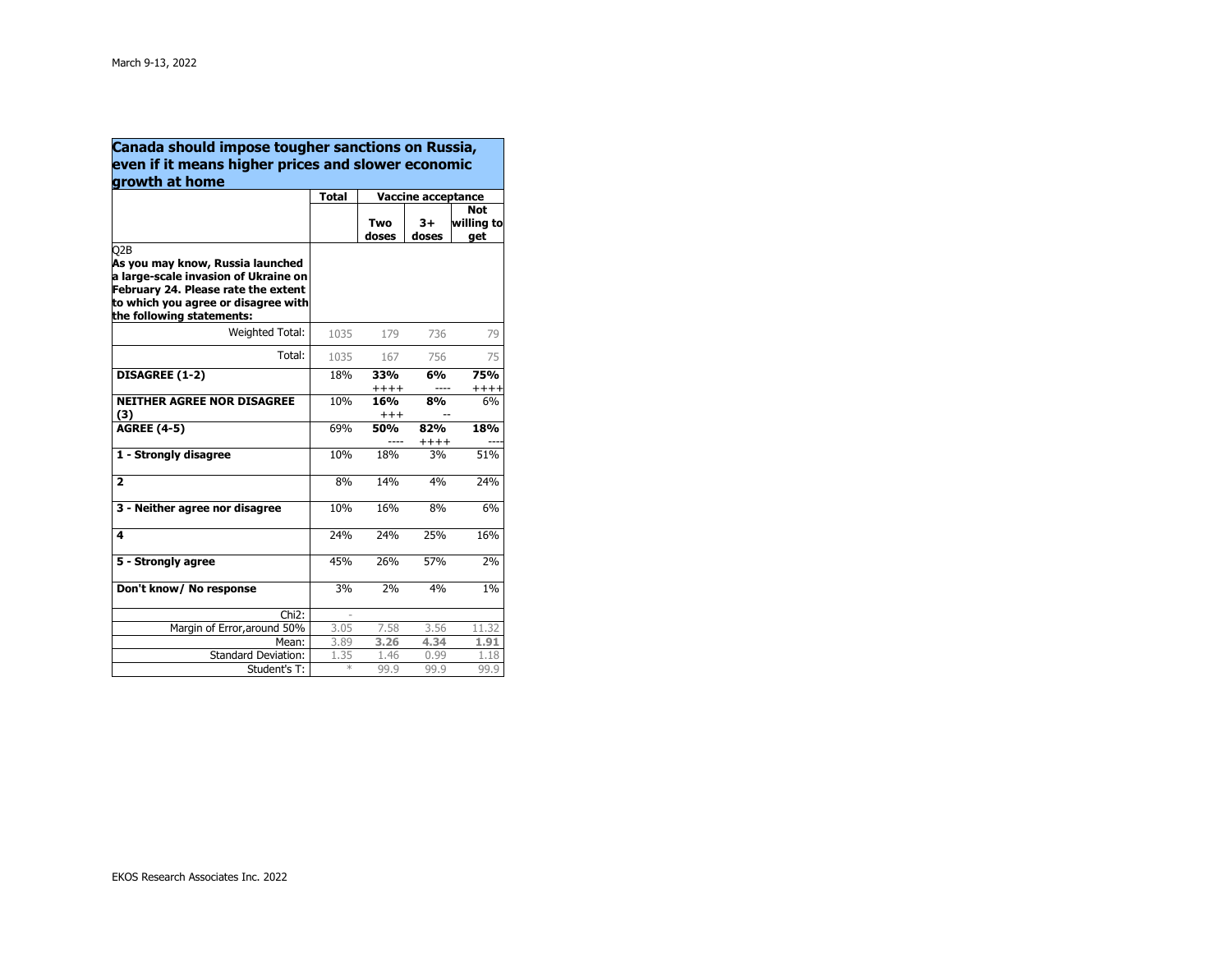March 9-13, 2022

## Canada should impose tougher sanctions on Russia, even if it means higher prices and slower economic growth at home

| | Total | Vaccine acceptance | | |
|---|---|---|---|---|
| | | Two doses | 3+ doses | Not willing to get |
| **Q2B**<br>**As you may know, Russia launched a large-scale invasion of Ukraine on February 24. Please rate the extent to which you agree or disagree with the following statements:** | | | | |
| Weighted Total: | 1035 | 179 | 736 | 79 |
| Total: | 1035 | 167 | 756 | 75 |
| **DISAGREE (1-2)** | 18% | **33%** ++++ | **6%** ---- | **75%** ++++ |
| **NEITHER AGREE NOR DISAGREE (3)** | 10% | **16%** +++ | **8%** -- | 6% |
| **AGREE (4-5)** | 69% | **50%** ---- | **82%** ++++ | **18%** ---- |
| **1 - Strongly disagree** | 10% | 18% | 3% | 51% |
| **2** | 8% | 14% | 4% | 24% |
| **3 - Neither agree nor disagree** | 10% | 16% | 8% | 6% |
| **4** | 24% | 24% | 25% | 16% |
| **5 - Strongly agree** | 45% | 26% | 57% | 2% |
| **Don't know/ No response** | 3% | 2% | 4% | 1% |
| Chi2: | - | | | |
| Margin of Error,around 50% | 3.05 | 7.58 | 3.56 | 11.32 |
| Mean: | 3.89 | **3.26** | **4.34** | **1.91** |
| Standard Deviation: | 1.35 | 1.46 | 0.99 | 1.18 |
| Student's T: | * | 99.9 | 99.9 | 99.9 |

EKOS Research Associates Inc. 2022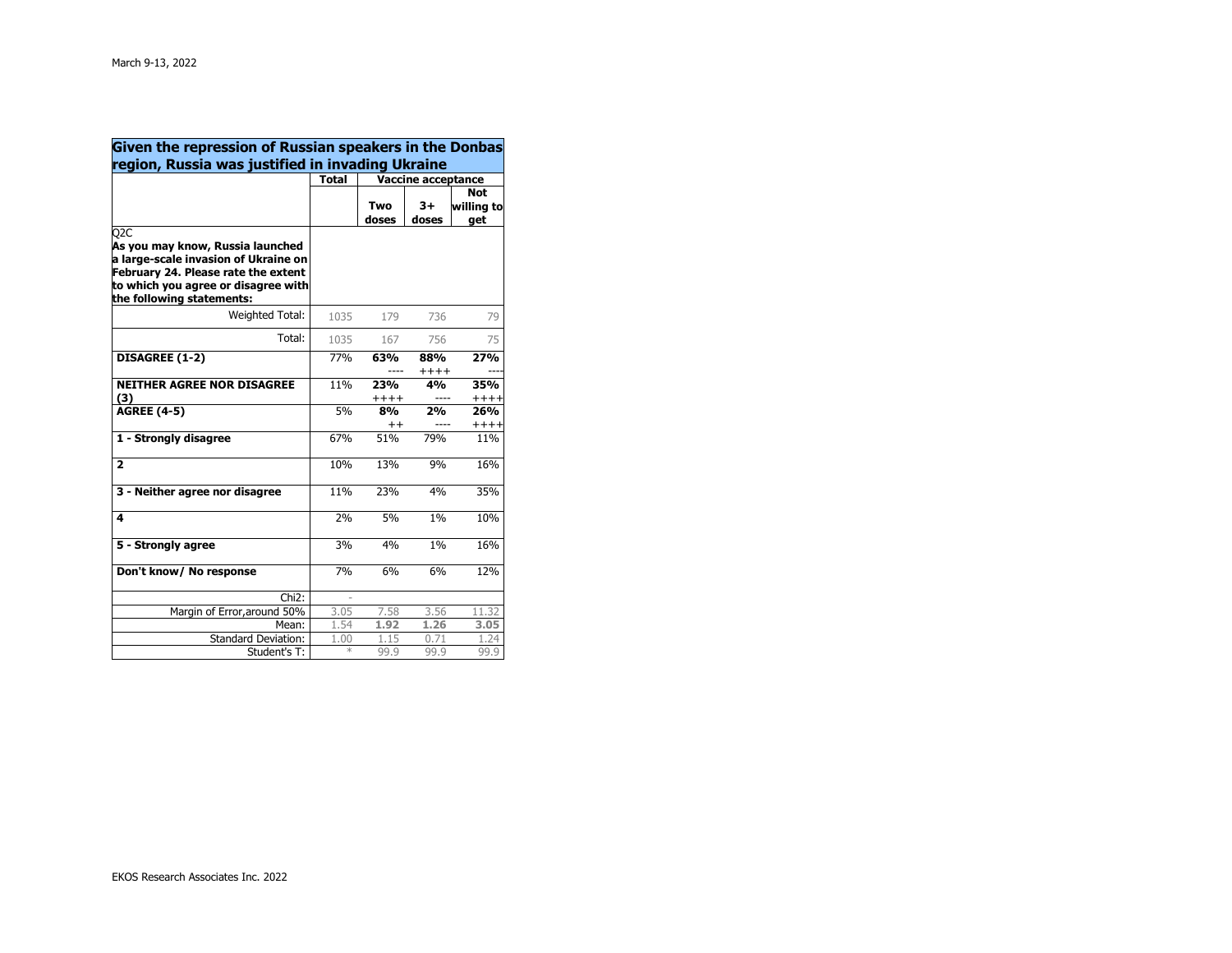March 9-13, 2022

| Given the repression of Russian speakers in the Donbas region, Russia was justified in invading Ukraine | Total | Vaccine acceptance | | |
|---|---|---|---|---|
| | | Two doses | 3+ doses | Not willing to get |
| **Q2C As you may know, Russia launched a large-scale invasion of Ukraine on February 24. Please rate the extent to which you agree or disagree with the following statements:** | | | | |
| Weighted Total: | 1035 | 179 | 736 | 79 |
| Total: | 1035 | 167 | 756 | 75 |
| **DISAGREE (1-2)** | 77% | **63%** ---- | **88%** ++++ | **27%** ---- |
| **NEITHER AGREE NOR DISAGREE (3)** | 11% | **23%** ++++ | **4%** ---- | **35%** ++++ |
| **AGREE (4-5)** | 5% | **8%** ++ | **2%** ---- | **26%** ++++ |
| **1 - Strongly disagree** | 67% | 51% | 79% | 11% |
| **2** | 10% | 13% | 9% | 16% |
| **3 - Neither agree nor disagree** | 11% | 23% | 4% | 35% |
| **4** | 2% | 5% | 1% | 10% |
| **5 - Strongly agree** | 3% | 4% | 1% | 16% |
| **Don't know/ No response** | 7% | 6% | 6% | 12% |
| Chi2: | - | | | |
| Margin of Error,around 50% | 3.05 | 7.58 | 3.56 | 11.32 |
| Mean: | 1.54 | **1.92** | **1.26** | **3.05** |
| Standard Deviation: | 1.00 | 1.15 | 0.71 | 1.24 |
| Student's T: | * | 99.9 | 99.9 | 99.9 |

EKOS Research Associates Inc. 2022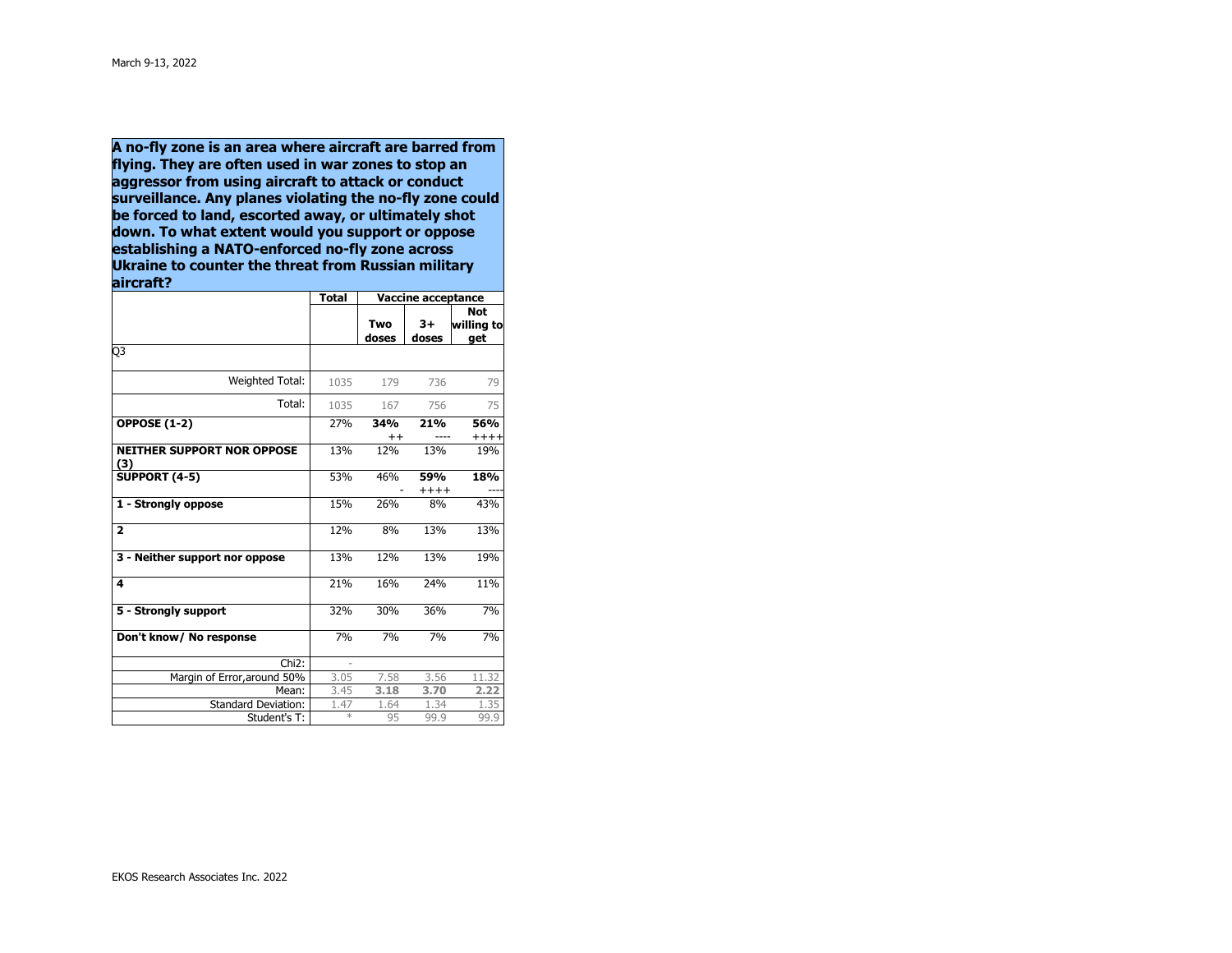March 9-13, 2022

**A no-fly zone is an area where aircraft are barred from flying. They are often used in war zones to stop an aggressor from using aircraft to attack or conduct surveillance. Any planes violating the no-fly zone could be forced to land, escorted away, or ultimately shot down. To what extent would you support or oppose establishing a NATO-enforced no-fly zone across Ukraine to counter the threat from Russian military aircraft?**

| | Total | Vaccine acceptance | | |
|---|---|---|---|---|
| | | Two doses | 3+ doses | Not willing to get |
| Q3 | | | | |
| Weighted Total: | 1035 | 179 | 736 | 79 |
| Total: | 1035 | 167 | 756 | 75 |
| **OPPOSE (1-2)** | 27% | **34%** ++ | **21%** ---- | **56%** ++++ |
| **NEITHER SUPPORT NOR OPPOSE (3)** | 13% | 12% | 13% | 19% |
| **SUPPORT (4-5)** | 53% | 46% - | **59%** ++++ | **18%** ---- |
| **1 - Strongly oppose** | 15% | 26% | 8% | 43% |
| **2** | 12% | 8% | 13% | 13% |
| **3 - Neither support nor oppose** | 13% | 12% | 13% | 19% |
| **4** | 21% | 16% | 24% | 11% |
| **5 - Strongly support** | 32% | 30% | 36% | 7% |
| **Don't know/ No response** | 7% | 7% | 7% | 7% |
| Chi2: | - | | | |
| Margin of Error,around 50% | 3.05 | 7.58 | 3.56 | 11.32 |
| Mean: | 3.45 | **3.18** | **3.70** | **2.22** |
| Standard Deviation: | 1.47 | 1.64 | 1.34 | 1.35 |
| Student's T: | * | 95 | 99.9 | 99.9 |

EKOS Research Associates Inc. 2022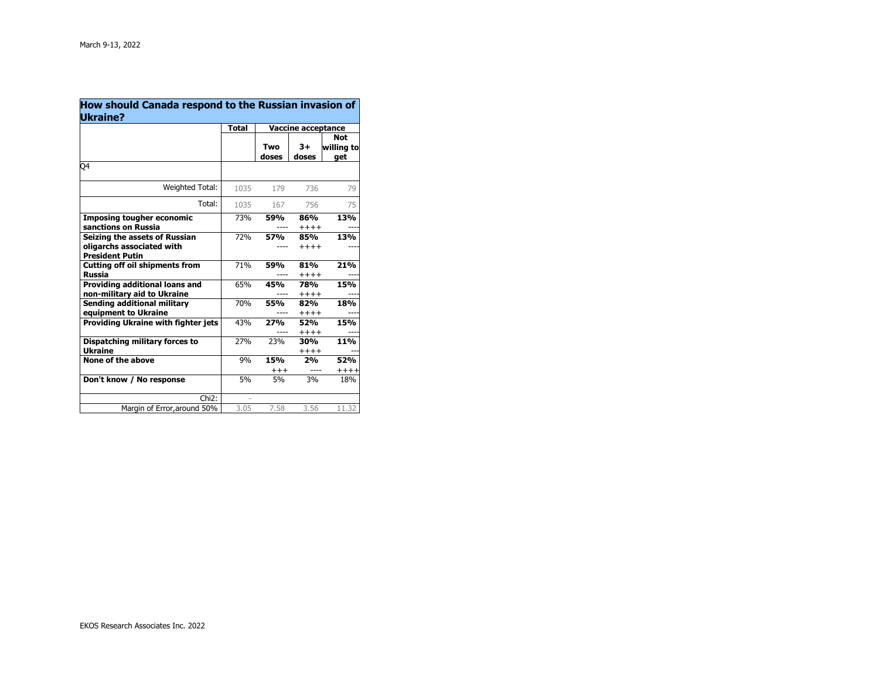March 9-13, 2022

## How should Canada respond to the Russian invasion of Ukraine?

| | Total | Vaccine acceptance | | |
|---|---|---|---|---|
| | | **Two doses** | **3+ doses** | **Not willing to get** |
| Q4 | | | | |
| Weighted Total: | 1035 | 179 | 736 | 79 |
| Total: | 1035 | 167 | 756 | 75 |
| **Imposing tougher economic sanctions on Russia** | 73% | **59%** ---- | **86%** ++++ | **13%** ---- |
| **Seizing the assets of Russian oligarchs associated with President Putin** | 72% | **57%** ---- | **85%** ++++ | **13%** ---- |
| **Cutting off oil shipments from Russia** | 71% | **59%** ---- | **81%** ++++ | **21%** ---- |
| **Providing additional loans and non-military aid to Ukraine** | 65% | **45%** ---- | **78%** ++++ | **15%** ---- |
| **Sending additional military equipment to Ukraine** | 70% | **55%** ---- | **82%** ++++ | **18%** ---- |
| **Providing Ukraine with fighter jets** | 43% | **27%** ---- | **52%** ++++ | **15%** ---- |
| **Dispatching military forces to Ukraine** | 27% | 23% | **30%** ++++ | **11%** --- |
| **None of the above** | 9% | **15%** +++ | **2%** ---- | **52%** ++++ |
| **Don't know / No response** | 5% | 5% | 3% | 18% |
| Chi2: | - | | | |
| Margin of Error,around 50% | 3.05 | 7.58 | 3.56 | 11.32 |

EKOS Research Associates Inc. 2022